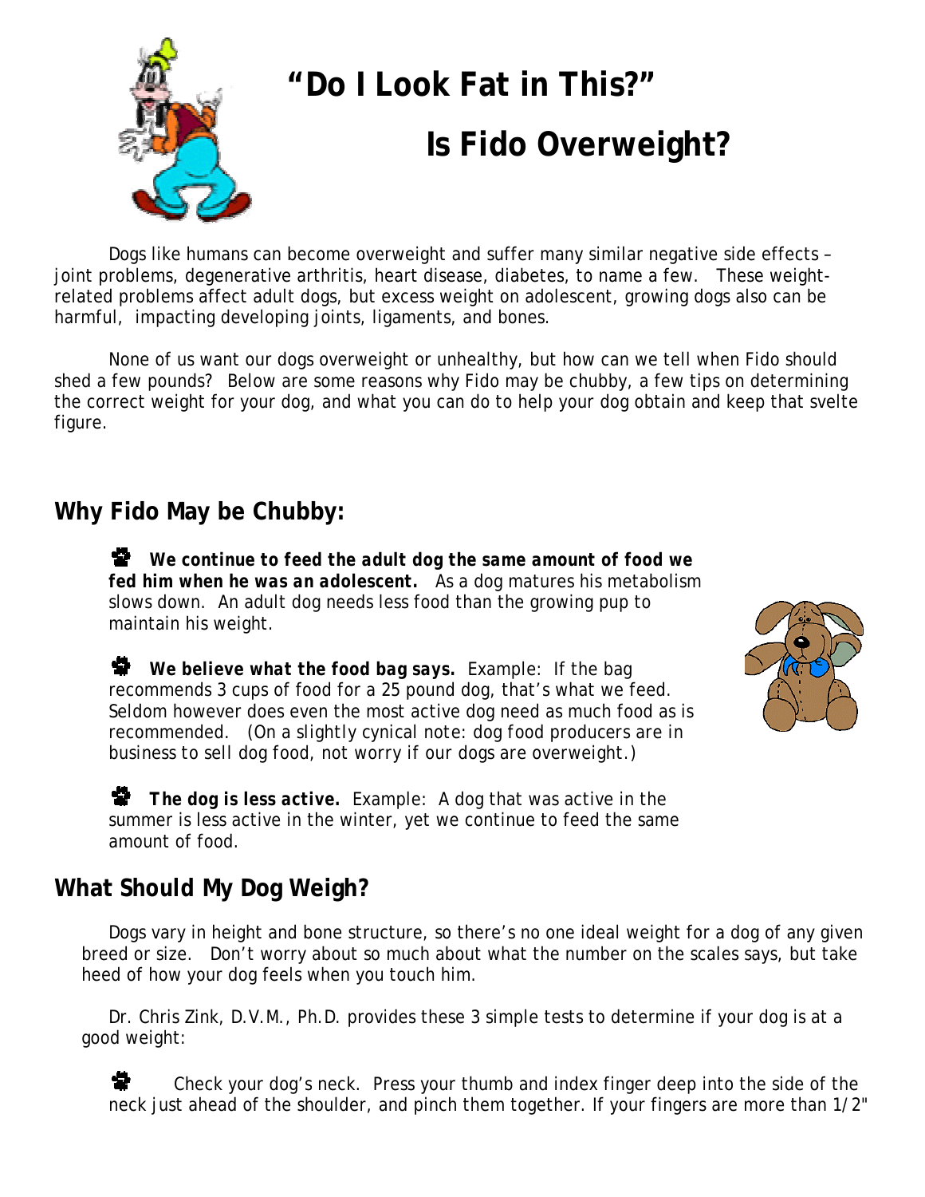# "Do I Look Fat in This?"

# Is Fido Overweight?

Dogs like humans can become overweight and suffer many similar negative side effects – joint problems, degenerative arthritis, heart disease, diabetes, to name a few. These weight-related problems affect adult dogs, but excess weight on adolescent, growing dogs also can be harmful, impacting developing joints, ligaments, and bones.

None of us want our dogs overweight or unhealthy, but how can we tell when Fido should shed a few pounds? Below are some reasons why Fido may be chubby, a few tips on determining the correct weight for your dog, and what you can do to help your dog obtain and keep that svelte figure.

## Why Fido May be Chubby:

- ***We continue to feed the adult dog the same amount of food we fed him when he was an adolescent.*** As a dog matures his metabolism slows down. An adult dog needs less food than the growing pup to maintain his weight.

- ***We believe what the food bag says.*** Example: If the bag recommends 3 cups of food for a 25 pound dog, that's what we feed. Seldom however does even the most active dog need as much food as is recommended. (*On a slightly cynical note: dog food producers are in business to sell dog food, not worry if our dogs are overweight.*)

- ***The dog is less active.*** Example: A dog that was active in the summer is less active in the winter, yet we continue to feed the same amount of food.

## What Should My Dog Weigh?

Dogs vary in height and bone structure, so there's no one ideal weight for a dog of any given breed or size. Don't worry about so much about what the number on the scales says, but take heed of how your dog feels when you touch him.

Dr. Chris Zink, D.V.M., Ph.D. provides these 3 simple tests to determine if your dog is at a good weight:

- Check your dog's neck. Press your thumb and index finger deep into the side of the neck just ahead of the shoulder, and pinch them together. If your fingers are more than 1/2"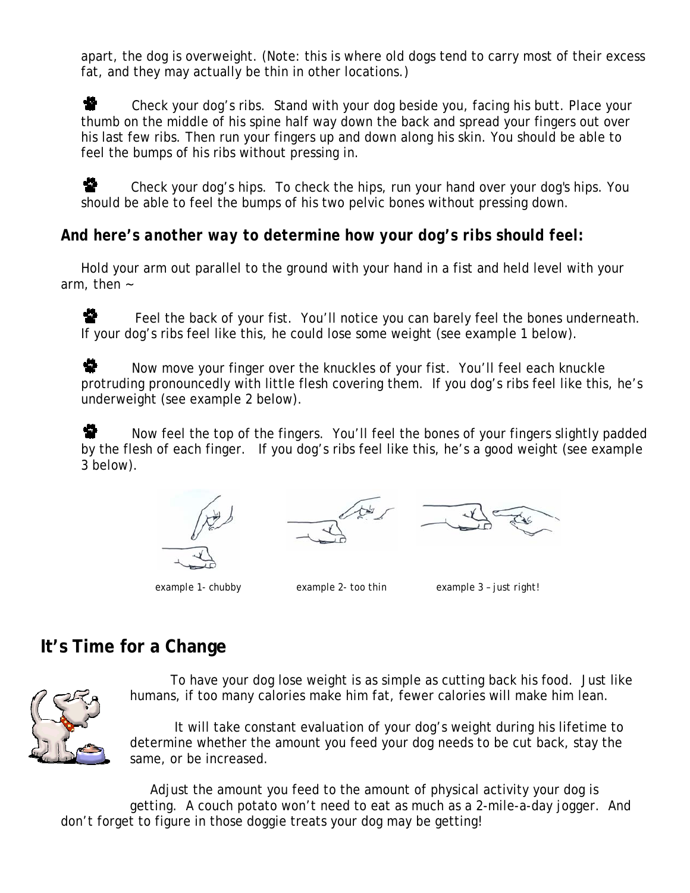apart, the dog is overweight. (Note: this is where old dogs tend to carry most of their excess fat, and they may actually be thin in other locations.)

- Check your dog's ribs. Stand with your dog beside you, facing his butt. Place your thumb on the middle of his spine half way down the back and spread your fingers out over his last few ribs. Then run your fingers up and down along his skin. You should be able to feel the bumps of his ribs without pressing in.

- Check your dog's hips. To check the hips, run your hand over your dog's hips. You should be able to feel the bumps of his two pelvic bones without pressing down.

### *And here's another way to determine how your dog's ribs should feel:*

Hold your arm out parallel to the ground with your hand in a fist and held level with your arm, then ~

- Feel the back of your fist. You'll notice you can barely feel the bones underneath. If your dog's ribs feel like this, he could lose some weight (see example 1 below).

- Now move your finger over the knuckles of your fist. You'll feel each knuckle protruding pronouncedly with little flesh covering them. If you dog's ribs feel like this, he's underweight (see example 2 below).

- Now feel the top of the fingers. You'll feel the bones of your fingers slightly padded by the flesh of each finger. If you dog's ribs feel like this, he's a good weight (see example 3 below).

example 1- chubby

example 2- too thin

example 3 – just right!

## It's Time for a Change

To have your dog lose weight is as simple as cutting back his food. Just like humans, if too many calories make him fat, fewer calories will make him lean.

It will take constant evaluation of your dog's weight during his lifetime to determine whether the amount you feed your dog needs to be cut back, stay the same, or be increased.

Adjust the amount you feed to the amount of physical activity your dog is getting. A couch potato won't need to eat as much as a 2-mile-a-day jogger. And don't forget to figure in those doggie treats your dog may be getting!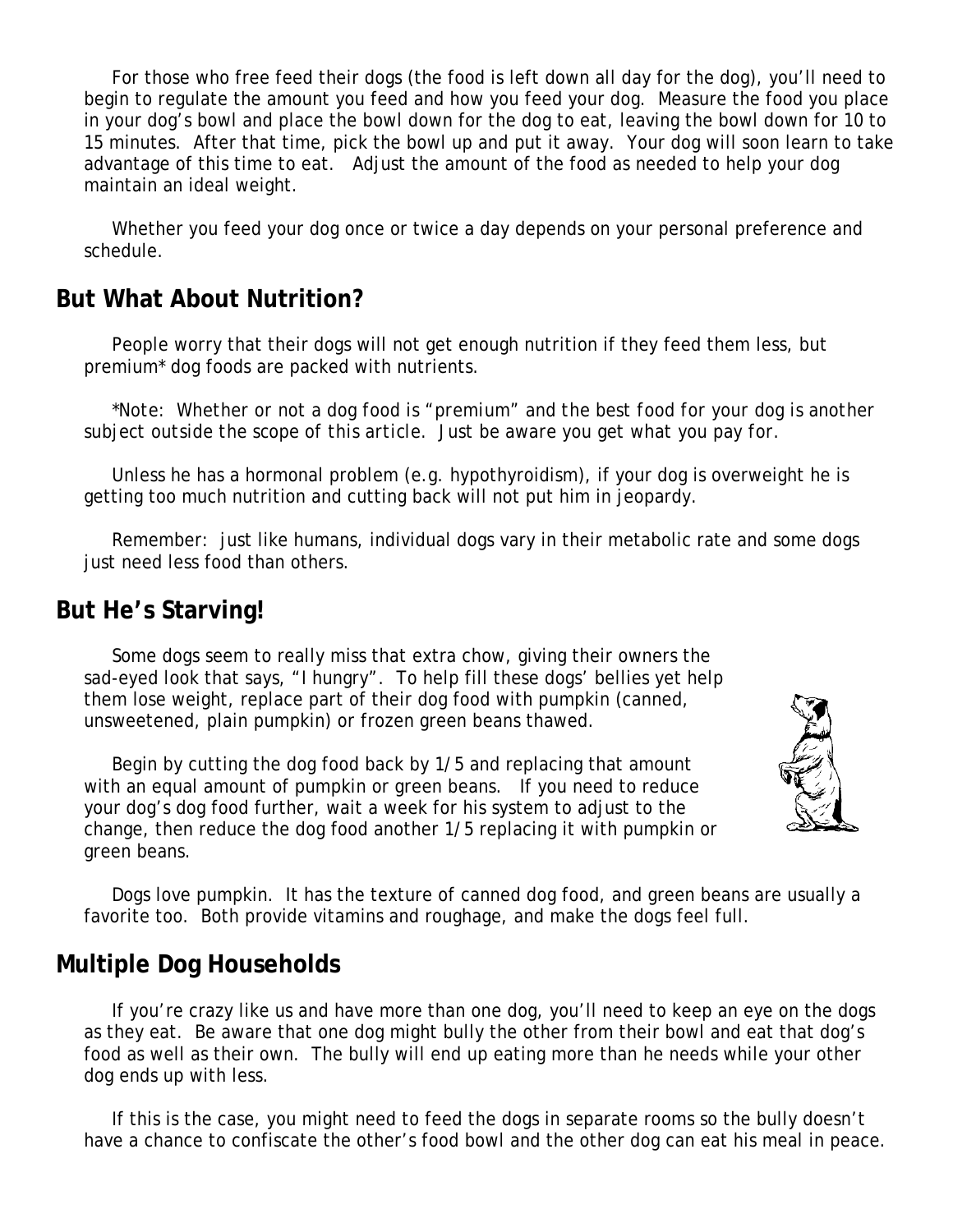For those who free feed their dogs (the food is left down all day for the dog), you'll need to begin to regulate the amount you feed and how you feed your dog. Measure the food you place in your dog's bowl and place the bowl down for the dog to eat, leaving the bowl down for 10 to 15 minutes. After that time, pick the bowl up and put it away. Your dog will soon learn to take advantage of this time to eat. Adjust the amount of the food as needed to help your dog maintain an ideal weight.

Whether you feed your dog once or twice a day depends on your personal preference and schedule.

## But What About Nutrition?

People worry that their dogs will not get enough nutrition if they feed them less, but premium* dog foods are packed with nutrients.

*\*Note: Whether or not a dog food is "premium" and the best food for your dog is another subject outside the scope of this article. Just be aware you get what you pay for.*

Unless he has a hormonal problem (e.g. hypothyroidism), if your dog is overweight he is getting too much nutrition and cutting back will not put him in jeopardy.

Remember: just like humans, individual dogs vary in their metabolic rate and some dogs just need less food than others.

## But He's Starving!

Some dogs seem to really miss that extra chow, giving their owners the sad-eyed look that says, "I hungry". To help fill these dogs' bellies yet help them lose weight, replace part of their dog food with pumpkin (canned, unsweetened, plain pumpkin) or frozen green beans thawed.

Begin by cutting the dog food back by 1/5 and replacing that amount with an equal amount of pumpkin or green beans. If you need to reduce your dog's dog food further, wait a week for his system to adjust to the change, then reduce the dog food another 1/5 replacing it with pumpkin or green beans.

Dogs love pumpkin. It has the texture of canned dog food, and green beans are usually a favorite too. Both provide vitamins and roughage, and make the dogs feel full.

## Multiple Dog Households

If you're crazy like us and have more than one dog, you'll need to keep an eye on the dogs as they eat. Be aware that one dog might bully the other from their bowl and eat that dog's food as well as their own. The bully will end up eating more than he needs while your other dog ends up with less.

If this is the case, you might need to feed the dogs in separate rooms so the bully doesn't have a chance to confiscate the other's food bowl and the other dog can eat his meal in peace.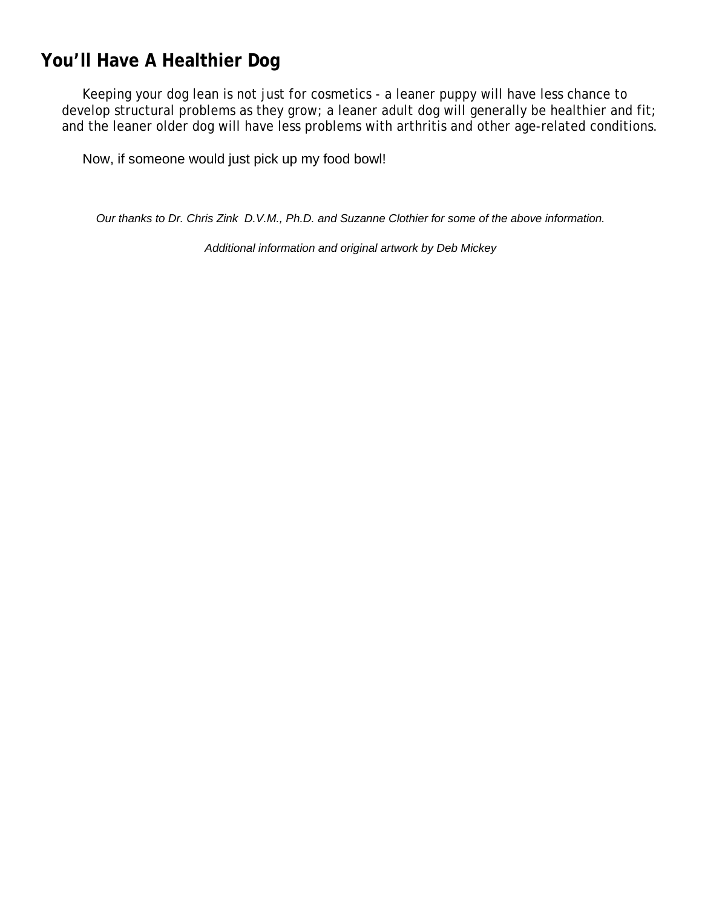## You'll Have A Healthier Dog

Keeping your dog lean is not just for cosmetics - a leaner puppy will have less chance to develop structural problems as they grow; a leaner adult dog will generally be healthier and fit; and the leaner older dog will have less problems with arthritis and other age-related conditions.

Now, if someone would just pick up my food bowl!

*Our thanks to Dr. Chris Zink D.V.M., Ph.D. and Suzanne Clothier for some of the above information.*

*Additional information and original artwork by Deb Mickey*